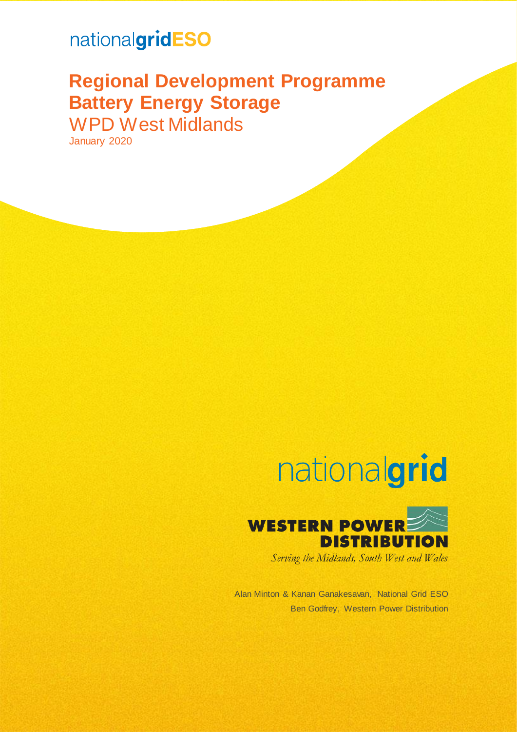nationalgridESO

# Regional Development Programme Battery Energy Storage

## WPD West Midlands

January 2020

nationalgrid

WESTERN POWER DISTRIBUTION

*Serving the Midlands, South West and Wales*

Alan Minton & Kanan Ganakesavan, National Grid ESO

Ben Godfrey, Western Power Distribution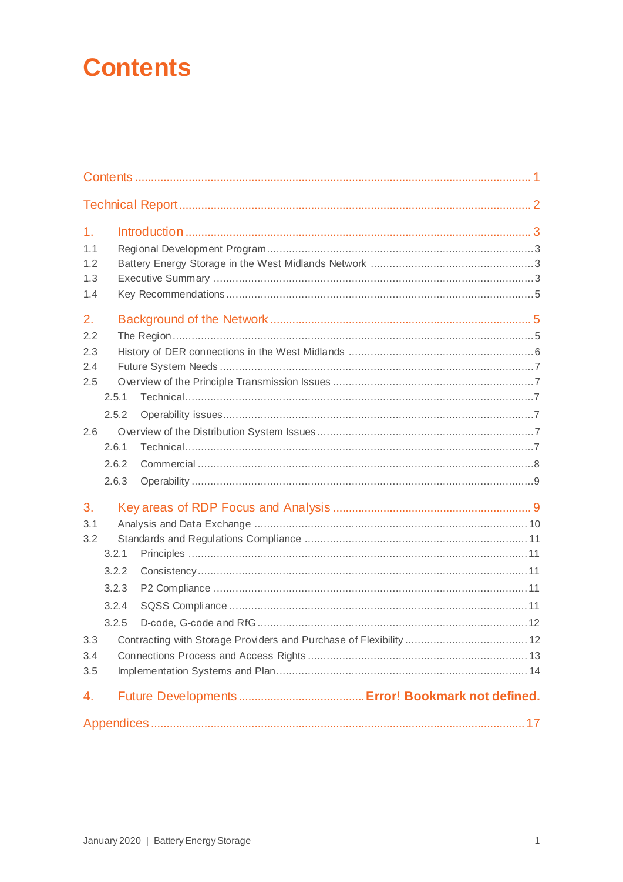# Contents

Contents ........................................................................................................................ 1

Technical Report ........................................................................................................ 2

1. Introduction ............................................................................................................ 3
   - 1.1 Regional Development Program ....................................................................... 3
   - 1.2 Battery Energy Storage in the West Midlands Network ...................................... 3
   - 1.3 Executive Summary ........................................................................................... 3
   - 1.4 Key Recommendations ...................................................................................... 5

2. Background of the Network ................................................................................... 5
   - 2.2 The Region ........................................................................................................ 5
   - 2.3 History of DER connections in the West Midlands ............................................. 6
   - 2.4 Future System Needs ........................................................................................ 7
   - 2.5 Overview of the Principle Transmission Issues .................................................. 7
     - 2.5.1 Technical ...................................................................................................... 7
     - 2.5.2 Operability issues ......................................................................................... 7
   - 2.6 Overview of the Distribution System Issues ....................................................... 7
     - 2.6.1 Technical ...................................................................................................... 7
     - 2.6.2 Commercial .................................................................................................. 8
     - 2.6.3 Operability .................................................................................................... 9

3. Key areas of RDP Focus and Analysis .................................................................. 9
   - 3.1 Analysis and Data Exchange ........................................................................... 10
   - 3.2 Standards and Regulations Compliance .......................................................... 11
     - 3.2.1 Principles ................................................................................................... 11
     - 3.2.2 Consistency ................................................................................................ 11
     - 3.2.3 P2 Compliance ........................................................................................... 11
     - 3.2.4 SQSS Compliance ...................................................................................... 11
     - 3.2.5 D-code, G-code and RfG ............................................................................ 12
   - 3.3 Contracting with Storage Providers and Purchase of Flexibility ....................... 12
   - 3.4 Connections Process and Access Rights ......................................................... 13
   - 3.5 Implementation Systems and Plan ................................................................... 14

4. Future Developments ....................................... **Error! Bookmark not defined.**

Appendices ............................................................................................................... 17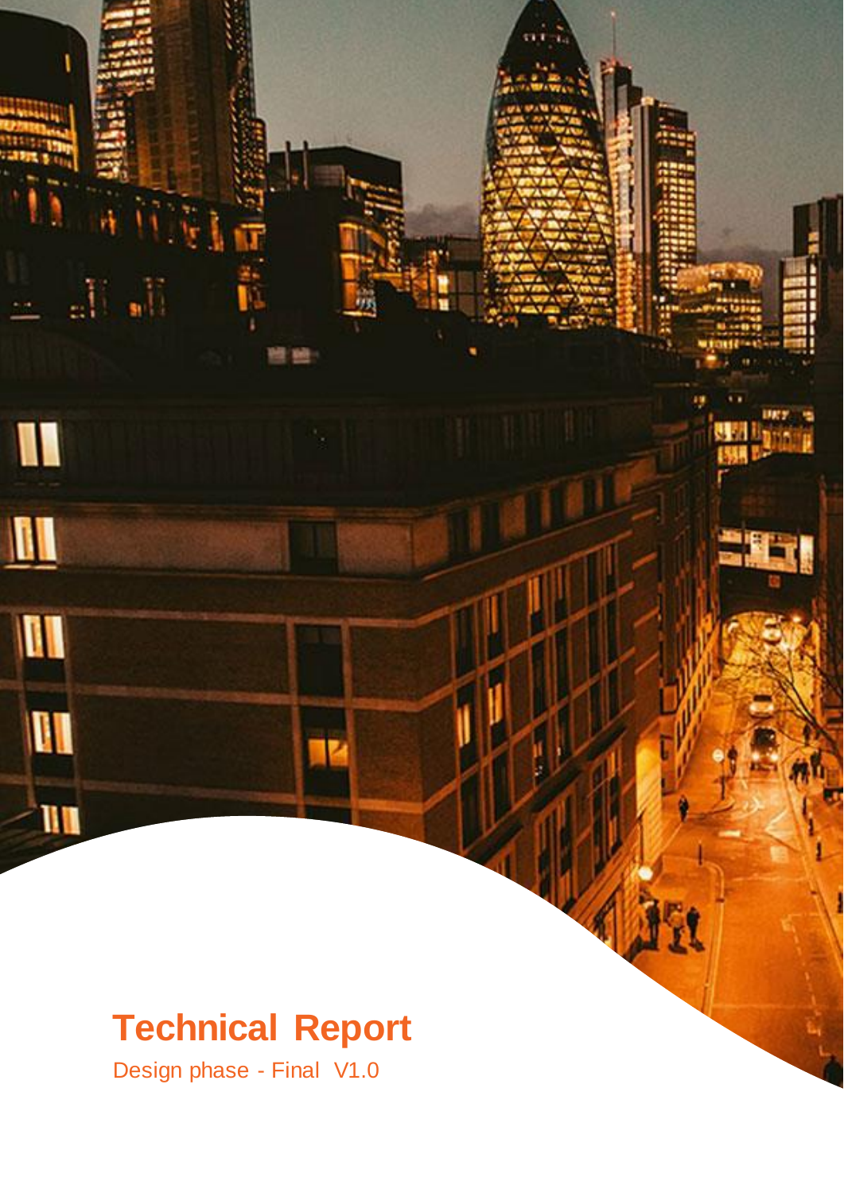# Technical Report

Design phase - Final V1.0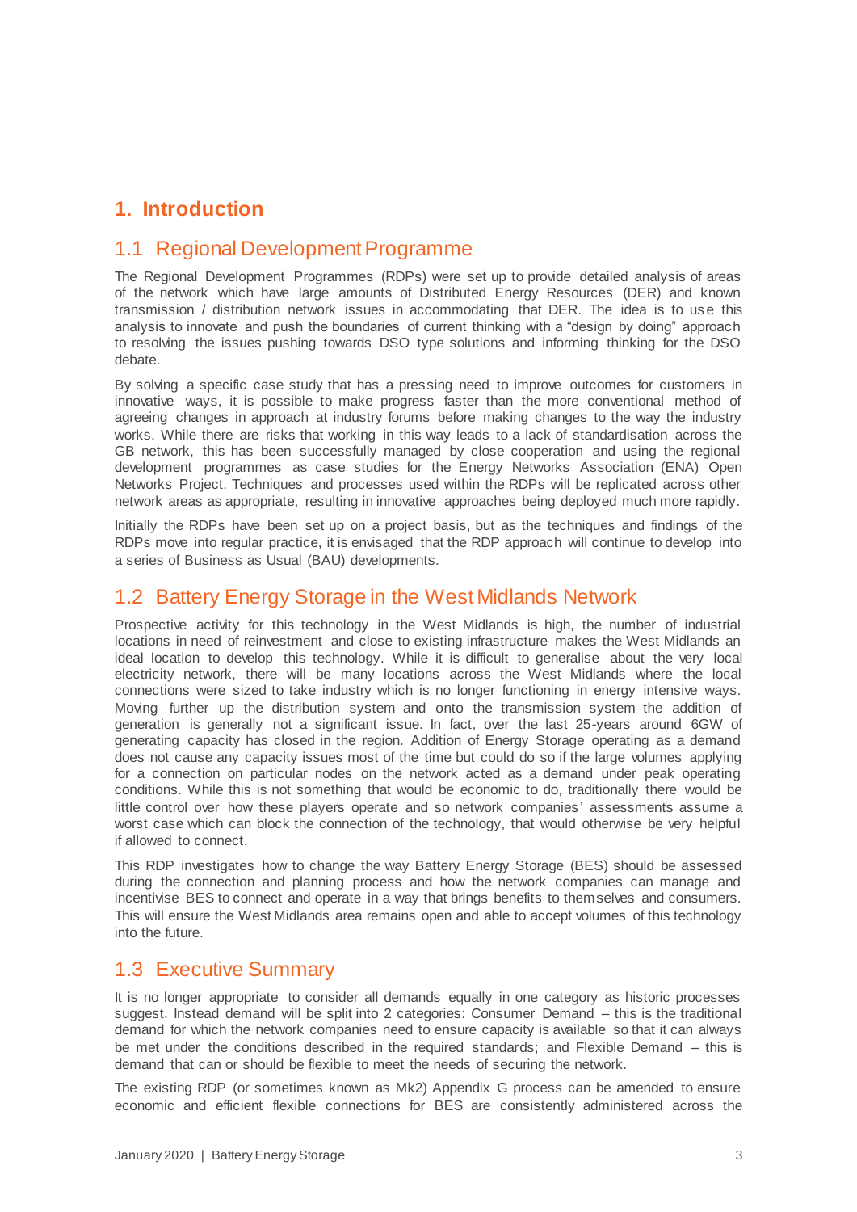# 1. Introduction

## 1.1 Regional Development Programme

The Regional Development Programmes (RDPs) were set up to provide detailed analysis of areas of the network which have large amounts of Distributed Energy Resources (DER) and known transmission / distribution network issues in accommodating that DER. The idea is to use this analysis to innovate and push the boundaries of current thinking with a "design by doing" approach to resolving the issues pushing towards DSO type solutions and informing thinking for the DSO debate.

By solving a specific case study that has a pressing need to improve outcomes for customers in innovative ways, it is possible to make progress faster than the more conventional method of agreeing changes in approach at industry forums before making changes to the way the industry works. While there are risks that working in this way leads to a lack of standardisation across the GB network, this has been successfully managed by close cooperation and using the regional development programmes as case studies for the Energy Networks Association (ENA) Open Networks Project. Techniques and processes used within the RDPs will be replicated across other network areas as appropriate, resulting in innovative approaches being deployed much more rapidly.

Initially the RDPs have been set up on a project basis, but as the techniques and findings of the RDPs move into regular practice, it is envisaged that the RDP approach will continue to develop into a series of Business as Usual (BAU) developments.

## 1.2 Battery Energy Storage in the West Midlands Network

Prospective activity for this technology in the West Midlands is high, the number of industrial locations in need of reinvestment and close to existing infrastructure makes the West Midlands an ideal location to develop this technology. While it is difficult to generalise about the very local electricity network, there will be many locations across the West Midlands where the local connections were sized to take industry which is no longer functioning in energy intensive ways. Moving further up the distribution system and onto the transmission system the addition of generation is generally not a significant issue. In fact, over the last 25-years around 6GW of generating capacity has closed in the region. Addition of Energy Storage operating as a demand does not cause any capacity issues most of the time but could do so if the large volumes applying for a connection on particular nodes on the network acted as a demand under peak operating conditions. While this is not something that would be economic to do, traditionally there would be little control over how these players operate and so network companies' assessments assume a worst case which can block the connection of the technology, that would otherwise be very helpful if allowed to connect.

This RDP investigates how to change the way Battery Energy Storage (BES) should be assessed during the connection and planning process and how the network companies can manage and incentivise BES to connect and operate in a way that brings benefits to themselves and consumers. This will ensure the West Midlands area remains open and able to accept volumes of this technology into the future.

## 1.3 Executive Summary

It is no longer appropriate to consider all demands equally in one category as historic processes suggest. Instead demand will be split into 2 categories: Consumer Demand – this is the traditional demand for which the network companies need to ensure capacity is available so that it can always be met under the conditions described in the required standards; and Flexible Demand – this is demand that can or should be flexible to meet the needs of securing the network.

The existing RDP (or sometimes known as Mk2) Appendix G process can be amended to ensure economic and efficient flexible connections for BES are consistently administered across the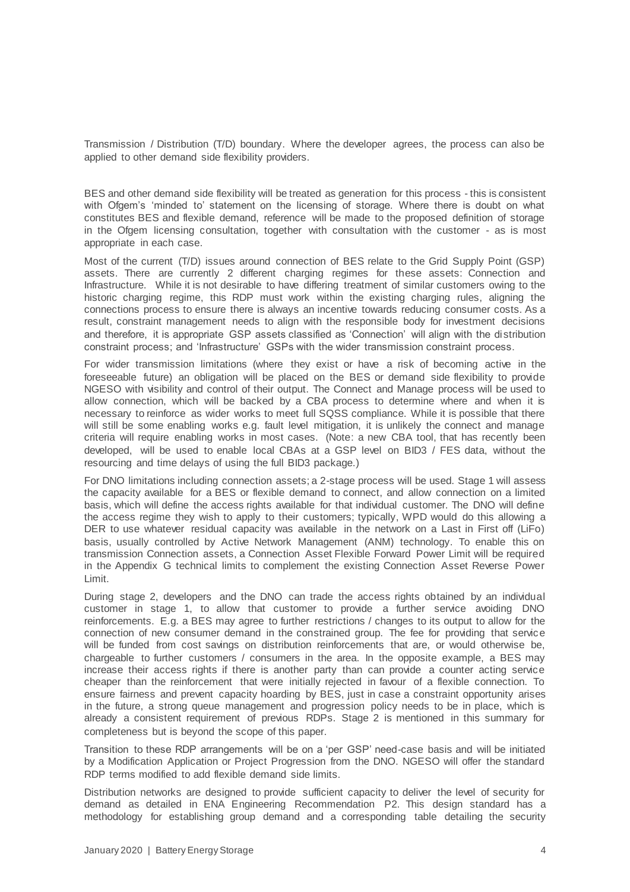Transmission / Distribution (T/D) boundary. Where the developer agrees, the process can also be applied to other demand side flexibility providers.

BES and other demand side flexibility will be treated as generation for this process - this is consistent with Ofgem's 'minded to' statement on the licensing of storage. Where there is doubt on what constitutes BES and flexible demand, reference will be made to the proposed definition of storage in the Ofgem licensing consultation, together with consultation with the customer - as is most appropriate in each case.

Most of the current (T/D) issues around connection of BES relate to the Grid Supply Point (GSP) assets. There are currently 2 different charging regimes for these assets: Connection and Infrastructure. While it is not desirable to have differing treatment of similar customers owing to the historic charging regime, this RDP must work within the existing charging rules, aligning the connections process to ensure there is always an incentive towards reducing consumer costs. As a result, constraint management needs to align with the responsible body for investment decisions and therefore, it is appropriate GSP assets classified as 'Connection' will align with the distribution constraint process; and 'Infrastructure' GSPs with the wider transmission constraint process.

For wider transmission limitations (where they exist or have a risk of becoming active in the foreseeable future) an obligation will be placed on the BES or demand side flexibility to provide NGESO with visibility and control of their output. The Connect and Manage process will be used to allow connection, which will be backed by a CBA process to determine where and when it is necessary to reinforce as wider works to meet full SQSS compliance. While it is possible that there will still be some enabling works e.g. fault level mitigation, it is unlikely the connect and manage criteria will require enabling works in most cases. (Note: a new CBA tool, that has recently been developed, will be used to enable local CBAs at a GSP level on BID3 / FES data, without the resourcing and time delays of using the full BID3 package.)

For DNO limitations including connection assets; a 2-stage process will be used. Stage 1 will assess the capacity available for a BES or flexible demand to connect, and allow connection on a limited basis, which will define the access rights available for that individual customer. The DNO will define the access regime they wish to apply to their customers; typically, WPD would do this allowing a DER to use whatever residual capacity was available in the network on a Last in First off (LiFo) basis, usually controlled by Active Network Management (ANM) technology. To enable this on transmission Connection assets, a Connection Asset Flexible Forward Power Limit will be required in the Appendix G technical limits to complement the existing Connection Asset Reverse Power Limit.

During stage 2, developers and the DNO can trade the access rights obtained by an individual customer in stage 1, to allow that customer to provide a further service avoiding DNO reinforcements. E.g. a BES may agree to further restrictions / changes to its output to allow for the connection of new consumer demand in the constrained group. The fee for providing that service will be funded from cost savings on distribution reinforcements that are, or would otherwise be, chargeable to further customers / consumers in the area. In the opposite example, a BES may increase their access rights if there is another party than can provide a counter acting service cheaper than the reinforcement that were initially rejected in favour of a flexible connection. To ensure fairness and prevent capacity hoarding by BES, just in case a constraint opportunity arises in the future, a strong queue management and progression policy needs to be in place, which is already a consistent requirement of previous RDPs. Stage 2 is mentioned in this summary for completeness but is beyond the scope of this paper.

Transition to these RDP arrangements will be on a 'per GSP' need-case basis and will be initiated by a Modification Application or Project Progression from the DNO. NGESO will offer the standard RDP terms modified to add flexible demand side limits.

Distribution networks are designed to provide sufficient capacity to deliver the level of security for demand as detailed in ENA Engineering Recommendation P2. This design standard has a methodology for establishing group demand and a corresponding table detailing the security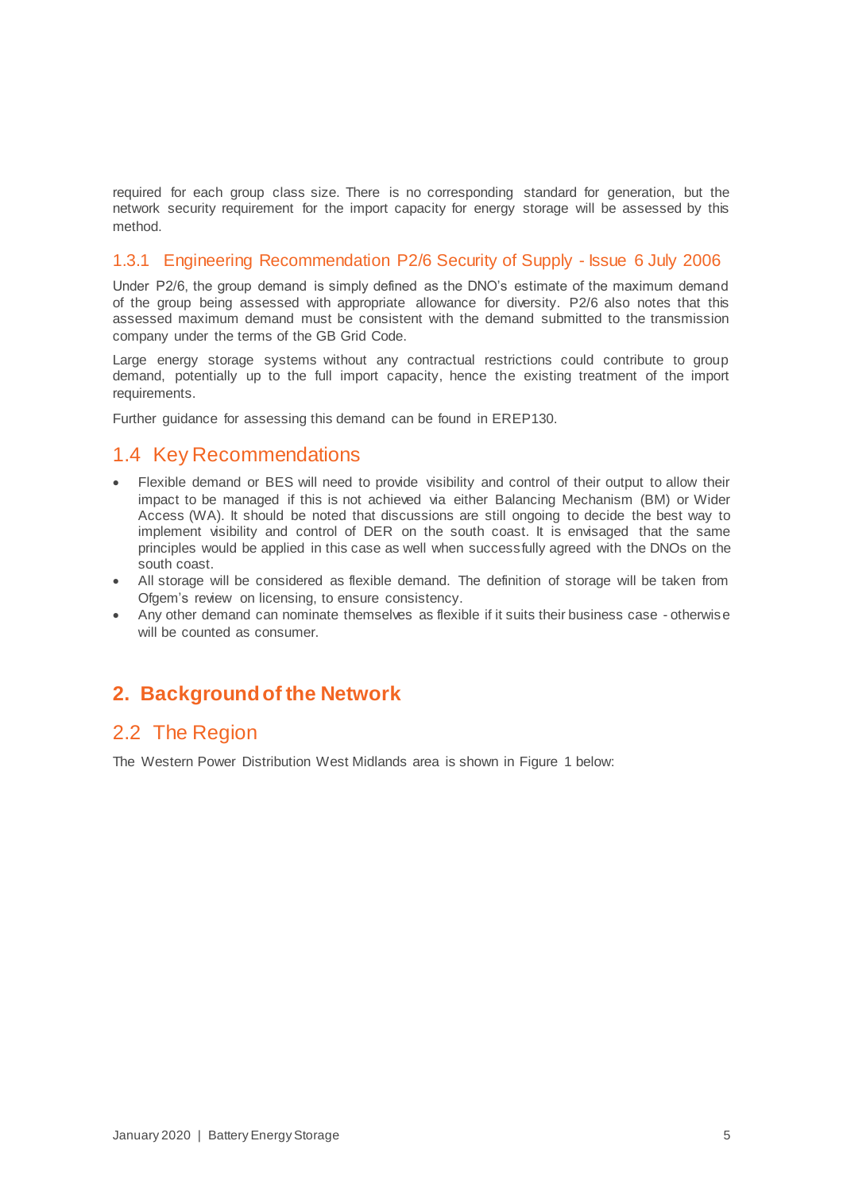required for each group class size. There is no corresponding standard for generation, but the network security requirement for the import capacity for energy storage will be assessed by this method.

### 1.3.1 Engineering Recommendation P2/6 Security of Supply - Issue 6 July 2006

Under P2/6, the group demand is simply defined as the DNO's estimate of the maximum demand of the group being assessed with appropriate allowance for diversity. P2/6 also notes that this assessed maximum demand must be consistent with the demand submitted to the transmission company under the terms of the GB Grid Code.

Large energy storage systems without any contractual restrictions could contribute to group demand, potentially up to the full import capacity, hence the existing treatment of the import requirements.

Further guidance for assessing this demand can be found in EREP130.

## 1.4 Key Recommendations

- Flexible demand or BES will need to provide visibility and control of their output to allow their impact to be managed if this is not achieved via either Balancing Mechanism (BM) or Wider Access (WA). It should be noted that discussions are still ongoing to decide the best way to implement visibility and control of DER on the south coast. It is envisaged that the same principles would be applied in this case as well when successfully agreed with the DNOs on the south coast.
- All storage will be considered as flexible demand. The definition of storage will be taken from Ofgem's review on licensing, to ensure consistency.
- Any other demand can nominate themselves as flexible if it suits their business case - otherwise will be counted as consumer.

# 2. Background of the Network

## 2.2 The Region

The Western Power Distribution West Midlands area is shown in Figure 1 below: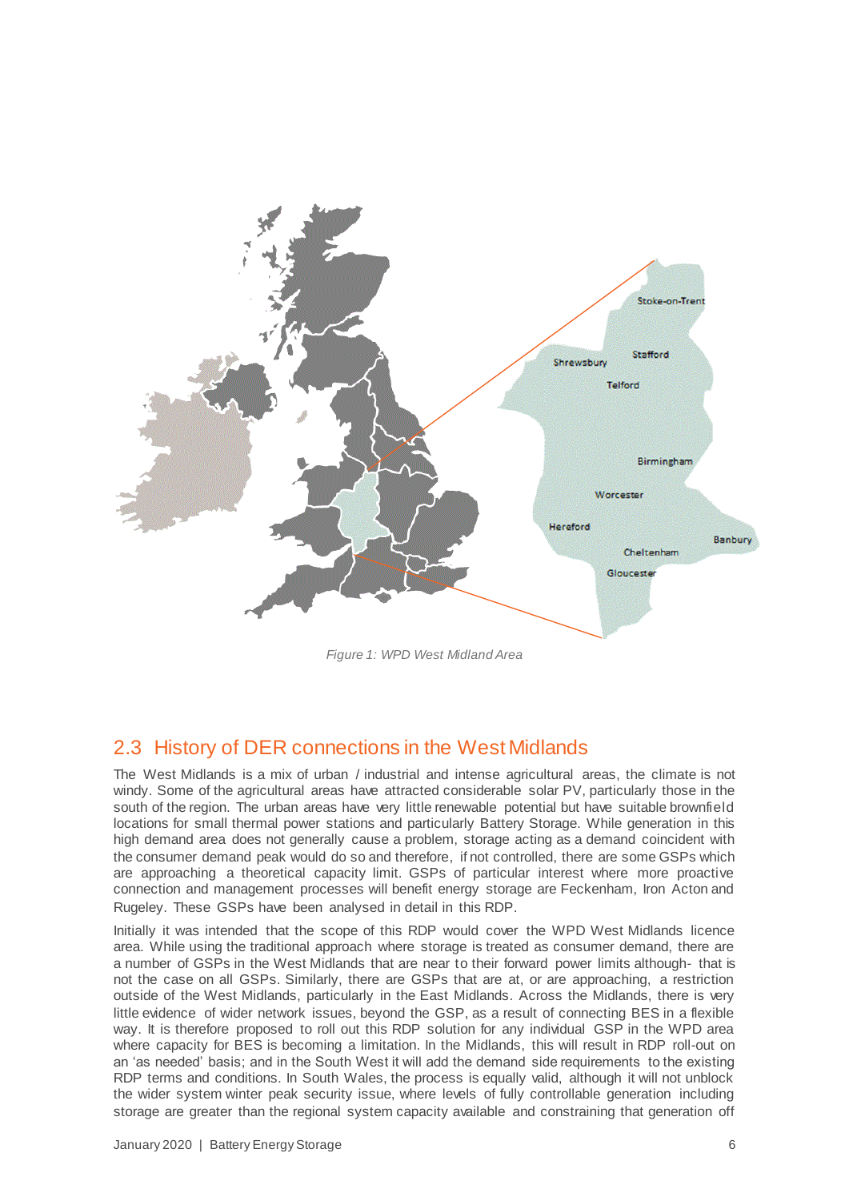*Figure 1: WPD West Midland Area*

## 2.3 History of DER connections in the West Midlands

The West Midlands is a mix of urban / industrial and intense agricultural areas, the climate is not windy. Some of the agricultural areas have attracted considerable solar PV, particularly those in the south of the region. The urban areas have very little renewable potential but have suitable brownfield locations for small thermal power stations and particularly Battery Storage. While generation in this high demand area does not generally cause a problem, storage acting as a demand coincident with the consumer demand peak would do so and therefore, if not controlled, there are some GSPs which are approaching a theoretical capacity limit. GSPs of particular interest where more proactive connection and management processes will benefit energy storage are Feckenham, Iron Acton and Rugeley. These GSPs have been analysed in detail in this RDP.

Initially it was intended that the scope of this RDP would cover the WPD West Midlands licence area. While using the traditional approach where storage is treated as consumer demand, there are a number of GSPs in the West Midlands that are near to their forward power limits although- that is not the case on all GSPs. Similarly, there are GSPs that are at, or are approaching, a restriction outside of the West Midlands, particularly in the East Midlands. Across the Midlands, there is very little evidence of wider network issues, beyond the GSP, as a result of connecting BES in a flexible way. It is therefore proposed to roll out this RDP solution for any individual GSP in the WPD area where capacity for BES is becoming a limitation. In the Midlands, this will result in RDP roll-out on an 'as needed' basis; and in the South West it will add the demand side requirements to the existing RDP terms and conditions. In South Wales, the process is equally valid, although it will not unblock the wider system winter peak security issue, where levels of fully controllable generation including storage are greater than the regional system capacity available and constraining that generation off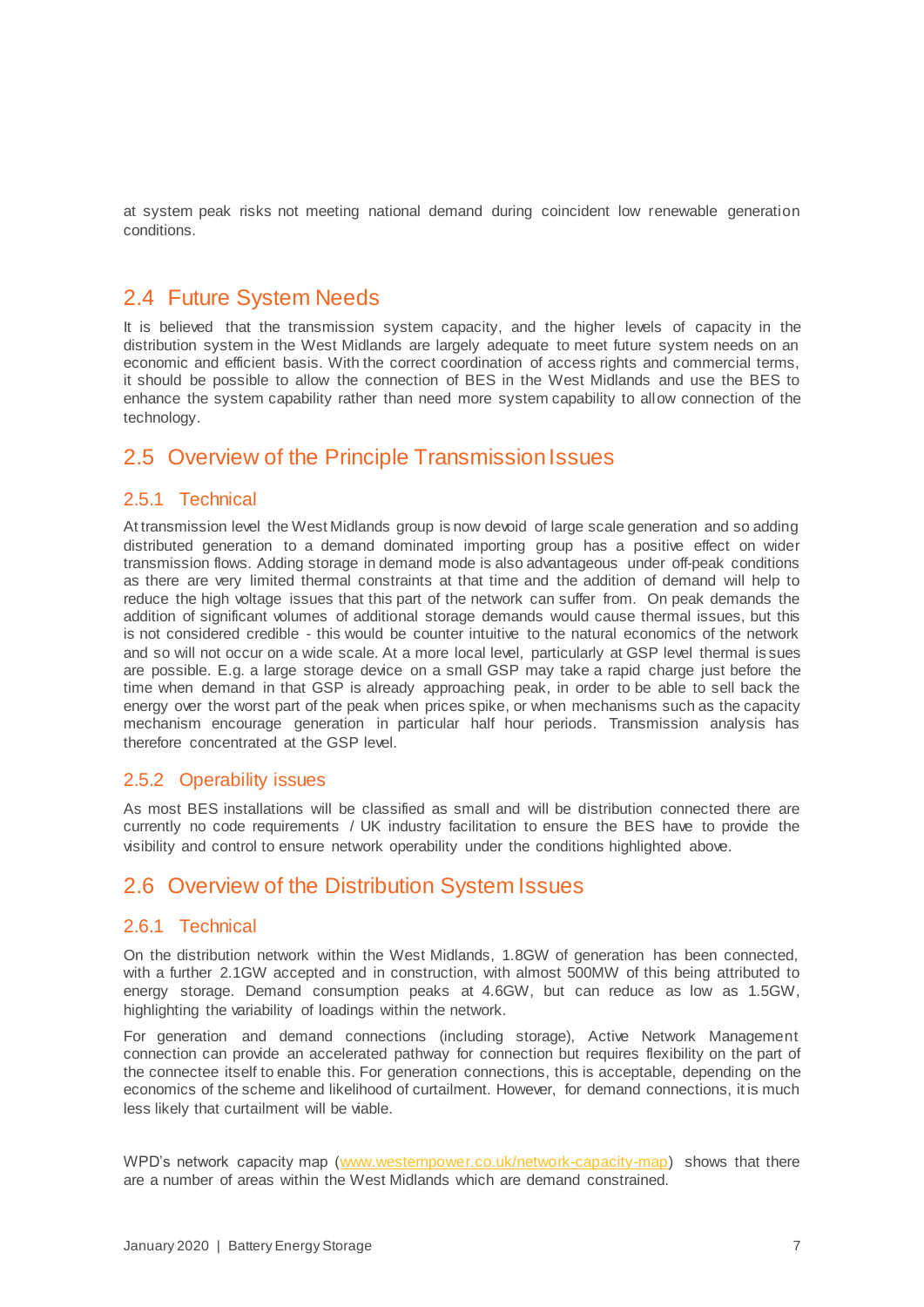at system peak risks not meeting national demand during coincident low renewable generation conditions.

## 2.4 Future System Needs

It is believed that the transmission system capacity, and the higher levels of capacity in the distribution system in the West Midlands are largely adequate to meet future system needs on an economic and efficient basis. With the correct coordination of access rights and commercial terms, it should be possible to allow the connection of BES in the West Midlands and use the BES to enhance the system capability rather than need more system capability to allow connection of the technology.

## 2.5 Overview of the Principle Transmission Issues

### 2.5.1 Technical

At transmission level the West Midlands group is now devoid of large scale generation and so adding distributed generation to a demand dominated importing group has a positive effect on wider transmission flows. Adding storage in demand mode is also advantageous under off-peak conditions as there are very limited thermal constraints at that time and the addition of demand will help to reduce the high voltage issues that this part of the network can suffer from. On peak demands the addition of significant volumes of additional storage demands would cause thermal issues, but this is not considered credible - this would be counter intuitive to the natural economics of the network and so will not occur on a wide scale. At a more local level, particularly at GSP level thermal issues are possible. E.g. a large storage device on a small GSP may take a rapid charge just before the time when demand in that GSP is already approaching peak, in order to be able to sell back the energy over the worst part of the peak when prices spike, or when mechanisms such as the capacity mechanism encourage generation in particular half hour periods. Transmission analysis has therefore concentrated at the GSP level.

### 2.5.2 Operability issues

As most BES installations will be classified as small and will be distribution connected there are currently no code requirements / UK industry facilitation to ensure the BES have to provide the visibility and control to ensure network operability under the conditions highlighted above.

## 2.6 Overview of the Distribution System Issues

### 2.6.1 Technical

On the distribution network within the West Midlands, 1.8GW of generation has been connected, with a further 2.1GW accepted and in construction, with almost 500MW of this being attributed to energy storage. Demand consumption peaks at 4.6GW, but can reduce as low as 1.5GW, highlighting the variability of loadings within the network.

For generation and demand connections (including storage), Active Network Management connection can provide an accelerated pathway for connection but requires flexibility on the part of the connectee itself to enable this. For generation connections, this is acceptable, depending on the economics of the scheme and likelihood of curtailment. However, for demand connections, it is much less likely that curtailment will be viable.

WPD's network capacity map (www.westernpower.co.uk/network-capacity-map) shows that there are a number of areas within the West Midlands which are demand constrained.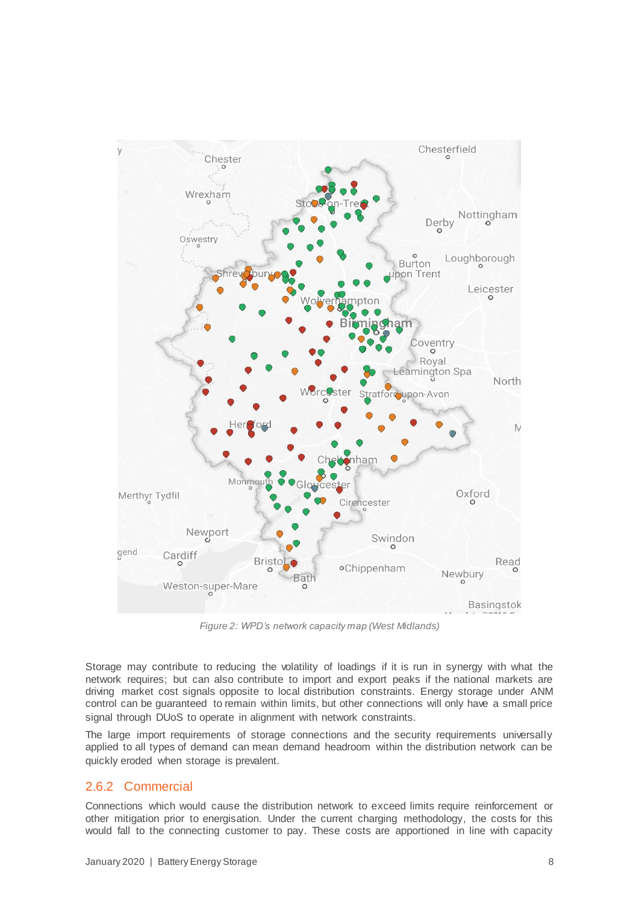*Figure 2: WPD's network capacity map (West Midlands)*

Storage may contribute to reducing the volatility of loadings if it is run in synergy with what the network requires; but can also contribute to import and export peaks if the national markets are driving market cost signals opposite to local distribution constraints. Energy storage under ANM control can be guaranteed to remain within limits, but other connections will only have a small price signal through DUoS to operate in alignment with network constraints.

The large import requirements of storage connections and the security requirements universally applied to all types of demand can mean demand headroom within the distribution network can be quickly eroded when storage is prevalent.

### 2.6.2 Commercial

Connections which would cause the distribution network to exceed limits require reinforcement or other mitigation prior to energisation. Under the current charging methodology, the costs for this would fall to the connecting customer to pay. These costs are apportioned in line with capacity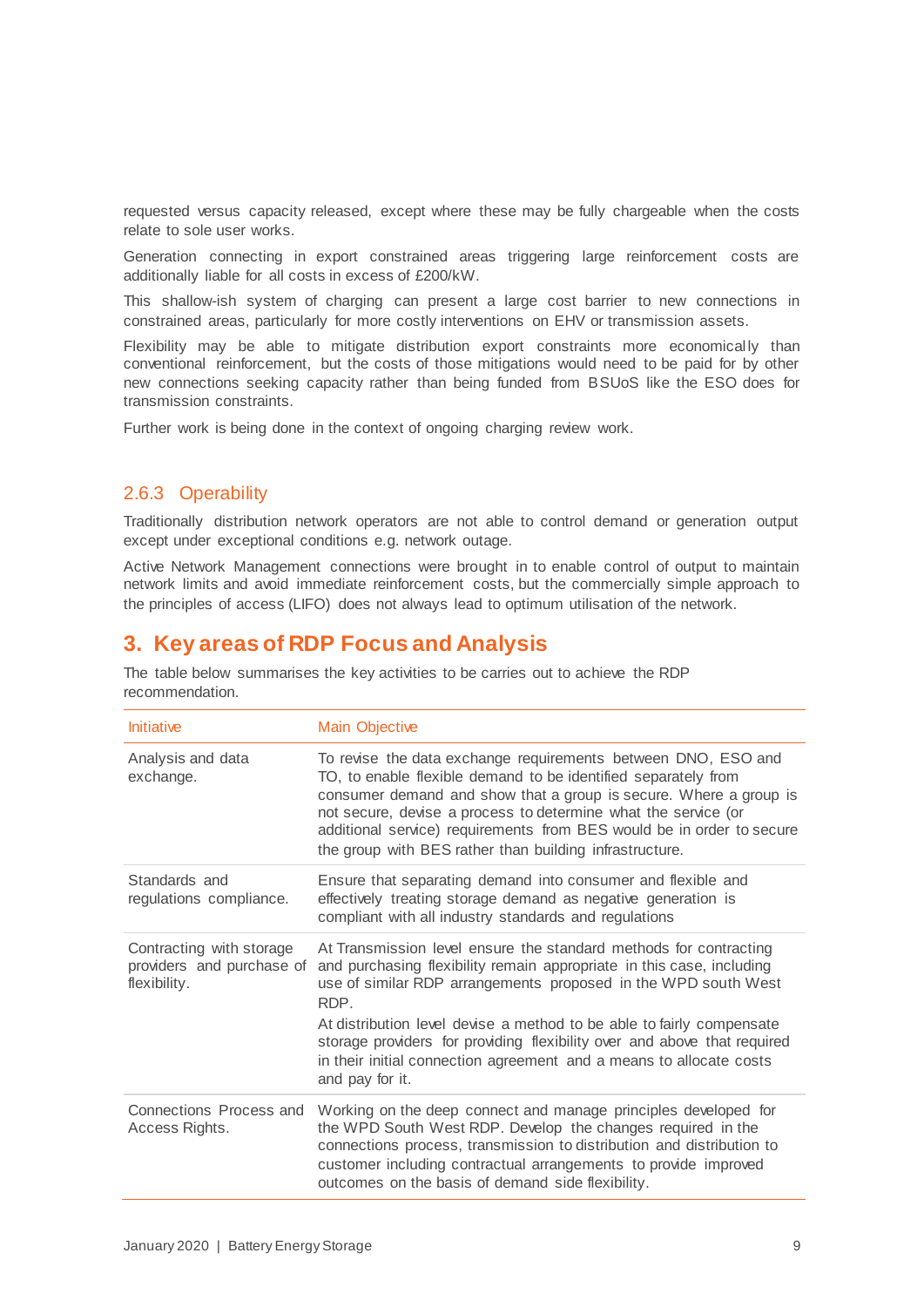requested versus capacity released, except where these may be fully chargeable when the costs relate to sole user works.

Generation connecting in export constrained areas triggering large reinforcement costs are additionally liable for all costs in excess of £200/kW.

This shallow-ish system of charging can present a large cost barrier to new connections in constrained areas, particularly for more costly interventions on EHV or transmission assets.

Flexibility may be able to mitigate distribution export constraints more economically than conventional reinforcement, but the costs of those mitigations would need to be paid for by other new connections seeking capacity rather than being funded from BSUoS like the ESO does for transmission constraints.

Further work is being done in the context of ongoing charging review work.

### 2.6.3 Operability

Traditionally distribution network operators are not able to control demand or generation output except under exceptional conditions e.g. network outage.

Active Network Management connections were brought in to enable control of output to maintain network limits and avoid immediate reinforcement costs, but the commercially simple approach to the principles of access (LIFO) does not always lead to optimum utilisation of the network.

# 3. Key areas of RDP Focus and Analysis

The table below summarises the key activities to be carries out to achieve the RDP recommendation.

| Initiative | Main Objective |
|---|---|
| Analysis and data exchange. | To revise the data exchange requirements between DNO, ESO and TO, to enable flexible demand to be identified separately from consumer demand and show that a group is secure. Where a group is not secure, devise a process to determine what the service (or additional service) requirements from BES would be in order to secure the group with BES rather than building infrastructure. |
| Standards and regulations compliance. | Ensure that separating demand into consumer and flexible and effectively treating storage demand as negative generation is compliant with all industry standards and regulations |
| Contracting with storage providers and purchase of flexibility. | At Transmission level ensure the standard methods for contracting and purchasing flexibility remain appropriate in this case, including use of similar RDP arrangements proposed in the WPD south West RDP.<br>At distribution level devise a method to be able to fairly compensate storage providers for providing flexibility over and above that required in their initial connection agreement and a means to allocate costs and pay for it. |
| Connections Process and Access Rights. | Working on the deep connect and manage principles developed for the WPD South West RDP. Develop the changes required in the connections process, transmission to distribution and distribution to customer including contractual arrangements to provide improved outcomes on the basis of demand side flexibility. |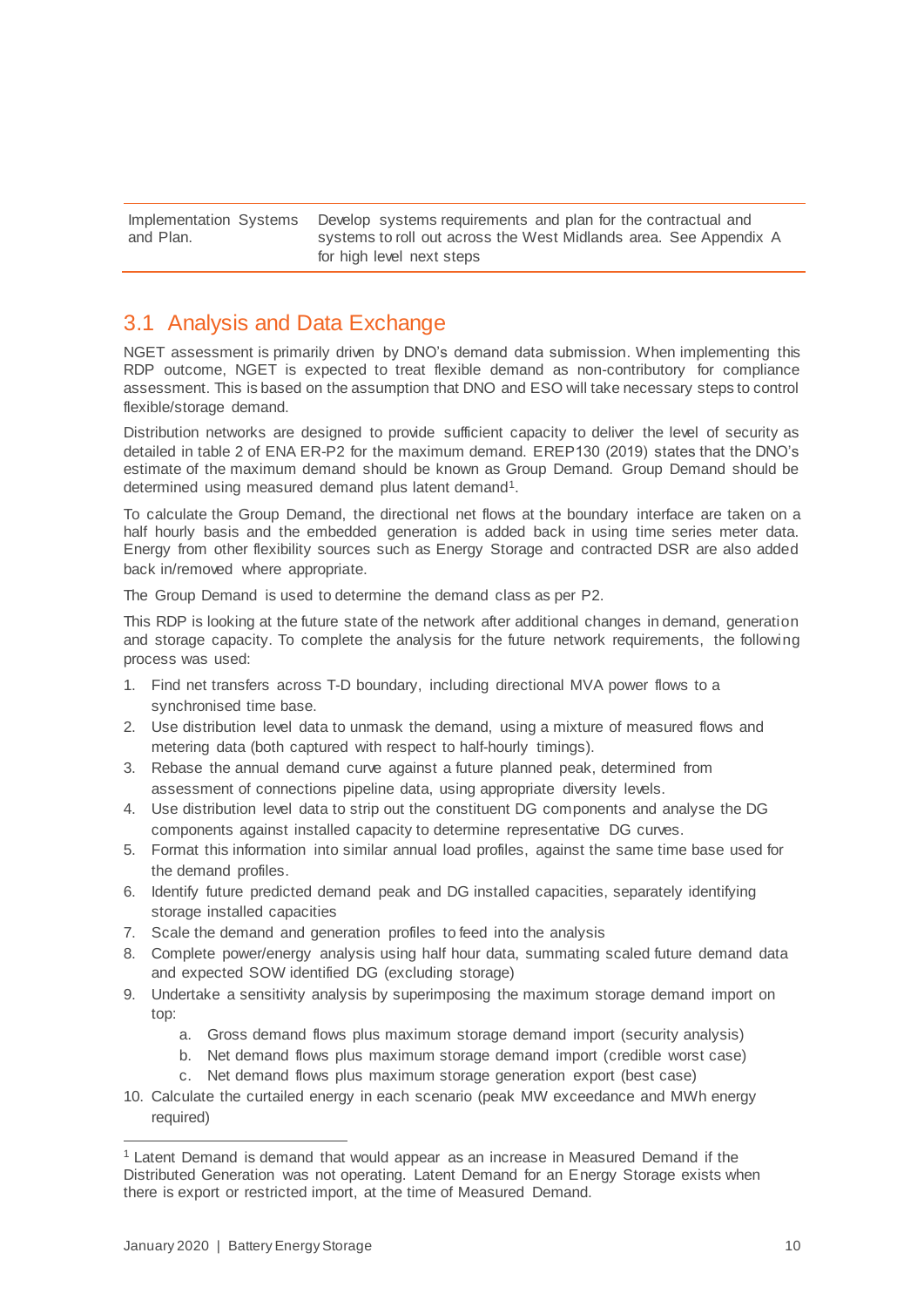| | |
|---|---|
| Implementation Systems and Plan. | Develop systems requirements and plan for the contractual and systems to roll out across the West Midlands area. See Appendix A for high level next steps |

## 3.1 Analysis and Data Exchange

NGET assessment is primarily driven by DNO's demand data submission. When implementing this RDP outcome, NGET is expected to treat flexible demand as non-contributory for compliance assessment. This is based on the assumption that DNO and ESO will take necessary steps to control flexible/storage demand.

Distribution networks are designed to provide sufficient capacity to deliver the level of security as detailed in table 2 of ENA ER-P2 for the maximum demand. EREP130 (2019) states that the DNO's estimate of the maximum demand should be known as Group Demand. Group Demand should be determined using measured demand plus latent demand[1].

To calculate the Group Demand, the directional net flows at the boundary interface are taken on a half hourly basis and the embedded generation is added back in using time series meter data. Energy from other flexibility sources such as Energy Storage and contracted DSR are also added back in/removed where appropriate.

The Group Demand is used to determine the demand class as per P2.

This RDP is looking at the future state of the network after additional changes in demand, generation and storage capacity. To complete the analysis for the future network requirements, the following process was used:

1. Find net transfers across T-D boundary, including directional MVA power flows to a synchronised time base.
2. Use distribution level data to unmask the demand, using a mixture of measured flows and metering data (both captured with respect to half-hourly timings).
3. Rebase the annual demand curve against a future planned peak, determined from assessment of connections pipeline data, using appropriate diversity levels.
4. Use distribution level data to strip out the constituent DG components and analyse the DG components against installed capacity to determine representative DG curves.
5. Format this information into similar annual load profiles, against the same time base used for the demand profiles.
6. Identify future predicted demand peak and DG installed capacities, separately identifying storage installed capacities
7. Scale the demand and generation profiles to feed into the analysis
8. Complete power/energy analysis using half hour data, summating scaled future demand data and expected SOW identified DG (excluding storage)
9. Undertake a sensitivity analysis by superimposing the maximum storage demand import on top:
    a. Gross demand flows plus maximum storage demand import (security analysis)
    b. Net demand flows plus maximum storage demand import (credible worst case)
    c. Net demand flows plus maximum storage generation export (best case)
10. Calculate the curtailed energy in each scenario (peak MW exceedance and MWh energy required)

[1] Latent Demand is demand that would appear as an increase in Measured Demand if the Distributed Generation was not operating. Latent Demand for an Energy Storage exists when there is export or restricted import, at the time of Measured Demand.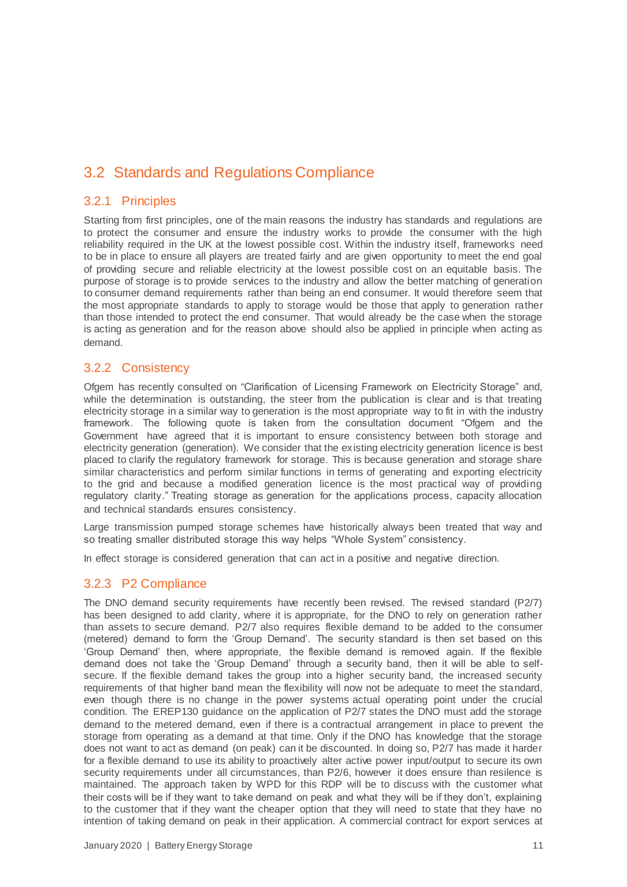## 3.2 Standards and Regulations Compliance

### 3.2.1 Principles

Starting from first principles, one of the main reasons the industry has standards and regulations are to protect the consumer and ensure the industry works to provide the consumer with the high reliability required in the UK at the lowest possible cost. Within the industry itself, frameworks need to be in place to ensure all players are treated fairly and are given opportunity to meet the end goal of providing secure and reliable electricity at the lowest possible cost on an equitable basis. The purpose of storage is to provide services to the industry and allow the better matching of generation to consumer demand requirements rather than being an end consumer. It would therefore seem that the most appropriate standards to apply to storage would be those that apply to generation rather than those intended to protect the end consumer. That would already be the case when the storage is acting as generation and for the reason above should also be applied in principle when acting as demand.

### 3.2.2 Consistency

Ofgem has recently consulted on "Clarification of Licensing Framework on Electricity Storage" and, while the determination is outstanding, the steer from the publication is clear and is that treating electricity storage in a similar way to generation is the most appropriate way to fit in with the industry framework. The following quote is taken from the consultation document "Ofgem and the Government have agreed that it is important to ensure consistency between both storage and electricity generation (generation). We consider that the existing electricity generation licence is best placed to clarify the regulatory framework for storage. This is because generation and storage share similar characteristics and perform similar functions in terms of generating and exporting electricity to the grid and because a modified generation licence is the most practical way of providing regulatory clarity." Treating storage as generation for the applications process, capacity allocation and technical standards ensures consistency.

Large transmission pumped storage schemes have historically always been treated that way and so treating smaller distributed storage this way helps "Whole System" consistency.

In effect storage is considered generation that can act in a positive and negative direction.

### 3.2.3 P2 Compliance

The DNO demand security requirements have recently been revised. The revised standard (P2/7) has been designed to add clarity, where it is appropriate, for the DNO to rely on generation rather than assets to secure demand. P2/7 also requires flexible demand to be added to the consumer (metered) demand to form the 'Group Demand'. The security standard is then set based on this 'Group Demand' then, where appropriate, the flexible demand is removed again. If the flexible demand does not take the 'Group Demand' through a security band, then it will be able to self-secure. If the flexible demand takes the group into a higher security band, the increased security requirements of that higher band mean the flexibility will now not be adequate to meet the standard, even though there is no change in the power systems actual operating point under the crucial condition. The EREP130 guidance on the application of P2/7 states the DNO must add the storage demand to the metered demand, even if there is a contractual arrangement in place to prevent the storage from operating as a demand at that time. Only if the DNO has knowledge that the storage does not want to act as demand (on peak) can it be discounted. In doing so, P2/7 has made it harder for a flexible demand to use its ability to proactively alter active power input/output to secure its own security requirements under all circumstances, than P2/6, however it does ensure than resilence is maintained. The approach taken by WPD for this RDP will be to discuss with the customer what their costs will be if they want to take demand on peak and what they will be if they don't, explaining to the customer that if they want the cheaper option that they will need to state that they have no intention of taking demand on peak in their application. A commercial contract for export services at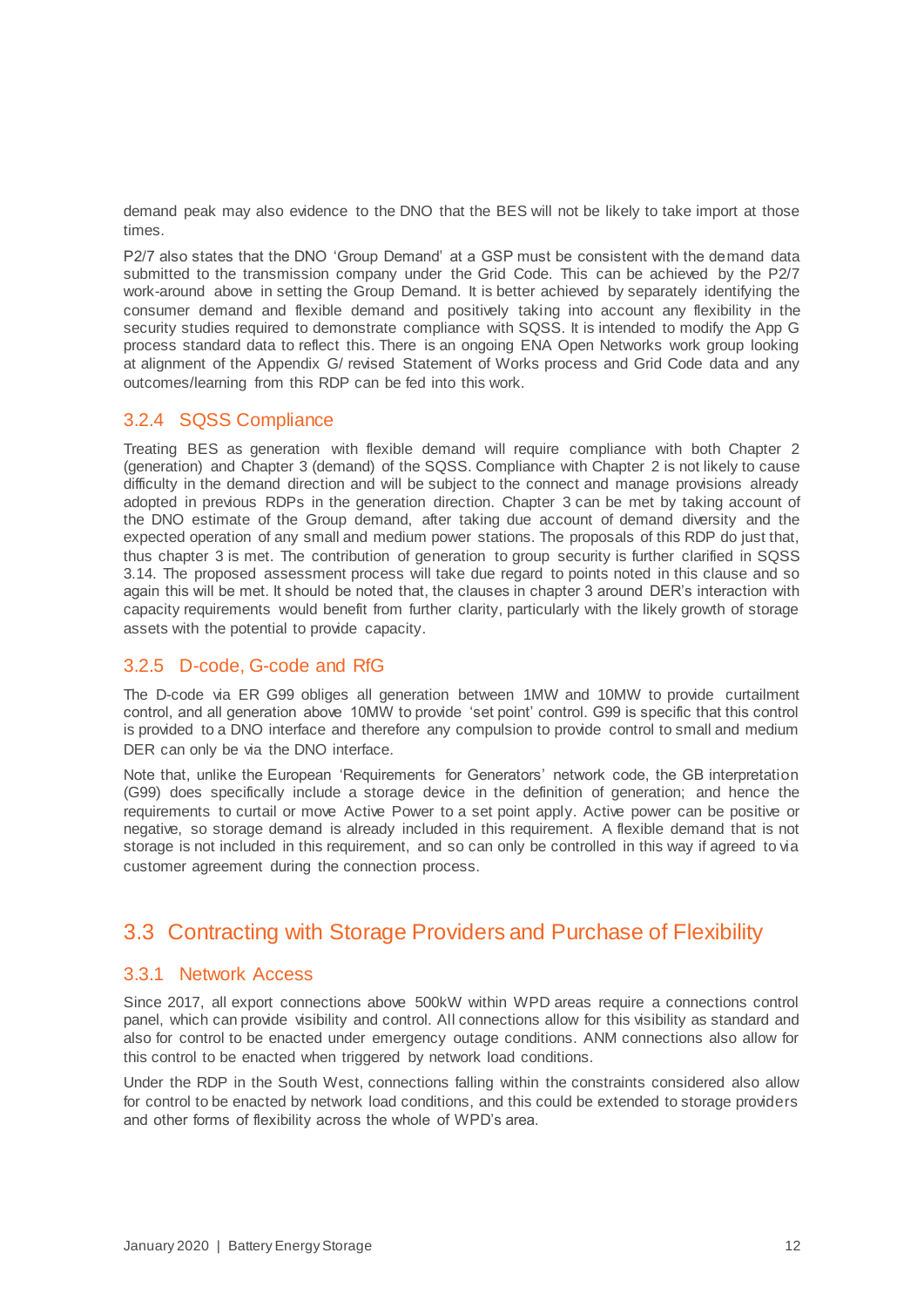demand peak may also evidence to the DNO that the BES will not be likely to take import at those times.

P2/7 also states that the DNO 'Group Demand' at a GSP must be consistent with the demand data submitted to the transmission company under the Grid Code. This can be achieved by the P2/7 work-around above in setting the Group Demand. It is better achieved by separately identifying the consumer demand and flexible demand and positively taking into account any flexibility in the security studies required to demonstrate compliance with SQSS. It is intended to modify the App G process standard data to reflect this. There is an ongoing ENA Open Networks work group looking at alignment of the Appendix G/ revised Statement of Works process and Grid Code data and any outcomes/learning from this RDP can be fed into this work.

### 3.2.4 SQSS Compliance

Treating BES as generation with flexible demand will require compliance with both Chapter 2 (generation) and Chapter 3 (demand) of the SQSS. Compliance with Chapter 2 is not likely to cause difficulty in the demand direction and will be subject to the connect and manage provisions already adopted in previous RDPs in the generation direction. Chapter 3 can be met by taking account of the DNO estimate of the Group demand, after taking due account of demand diversity and the expected operation of any small and medium power stations. The proposals of this RDP do just that, thus chapter 3 is met. The contribution of generation to group security is further clarified in SQSS 3.14. The proposed assessment process will take due regard to points noted in this clause and so again this will be met. It should be noted that, the clauses in chapter 3 around DER's interaction with capacity requirements would benefit from further clarity, particularly with the likely growth of storage assets with the potential to provide capacity.

### 3.2.5 D-code, G-code and RfG

The D-code via ER G99 obliges all generation between 1MW and 10MW to provide curtailment control, and all generation above 10MW to provide 'set point' control. G99 is specific that this control is provided to a DNO interface and therefore any compulsion to provide control to small and medium DER can only be via the DNO interface.

Note that, unlike the European 'Requirements for Generators' network code, the GB interpretation (G99) does specifically include a storage device in the definition of generation; and hence the requirements to curtail or move Active Power to a set point apply. Active power can be positive or negative, so storage demand is already included in this requirement. A flexible demand that is not storage is not included in this requirement, and so can only be controlled in this way if agreed to via customer agreement during the connection process.

## 3.3 Contracting with Storage Providers and Purchase of Flexibility

### 3.3.1 Network Access

Since 2017, all export connections above 500kW within WPD areas require a connections control panel, which can provide visibility and control. All connections allow for this visibility as standard and also for control to be enacted under emergency outage conditions. ANM connections also allow for this control to be enacted when triggered by network load conditions.

Under the RDP in the South West, connections falling within the constraints considered also allow for control to be enacted by network load conditions, and this could be extended to storage providers and other forms of flexibility across the whole of WPD's area.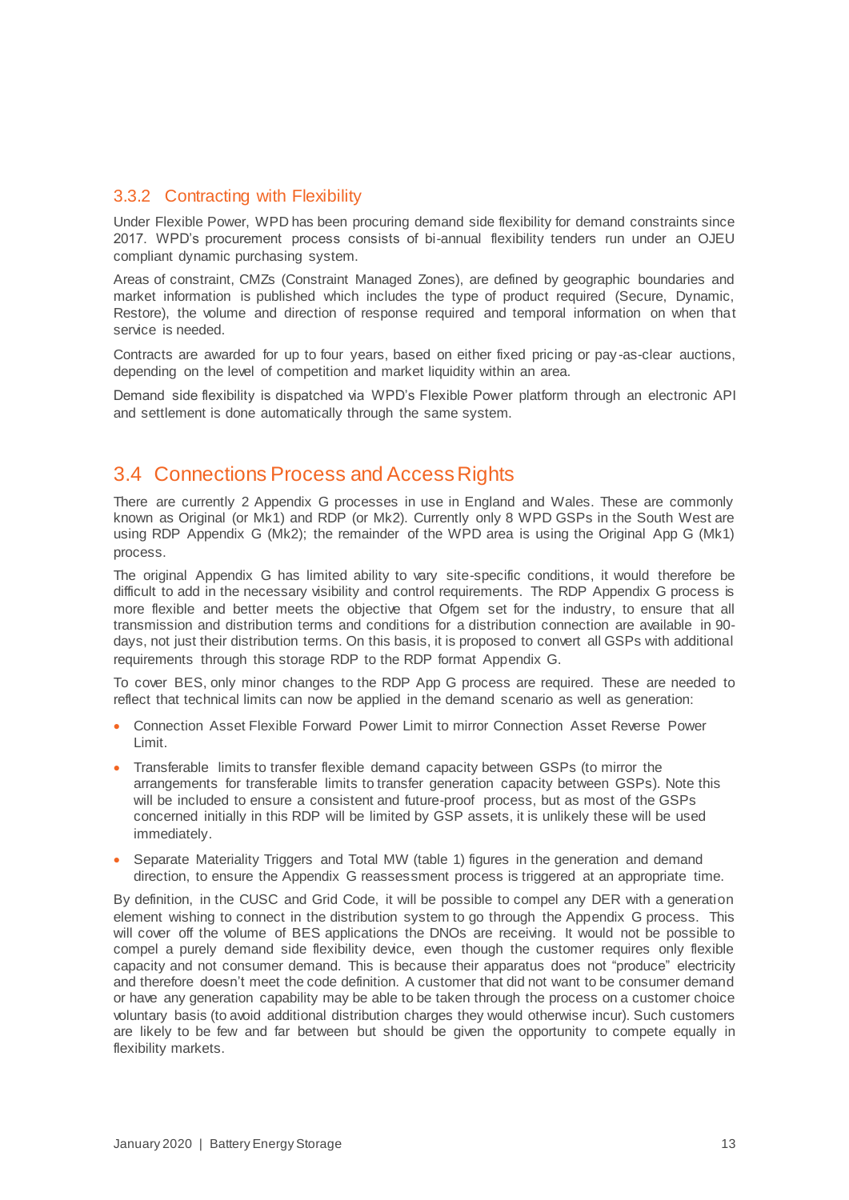### 3.3.2 Contracting with Flexibility

Under Flexible Power, WPD has been procuring demand side flexibility for demand constraints since 2017. WPD's procurement process consists of bi-annual flexibility tenders run under an OJEU compliant dynamic purchasing system.

Areas of constraint, CMZs (Constraint Managed Zones), are defined by geographic boundaries and market information is published which includes the type of product required (Secure, Dynamic, Restore), the volume and direction of response required and temporal information on when that service is needed.

Contracts are awarded for up to four years, based on either fixed pricing or pay-as-clear auctions, depending on the level of competition and market liquidity within an area.

Demand side flexibility is dispatched via WPD's Flexible Power platform through an electronic API and settlement is done automatically through the same system.

## 3.4 Connections Process and Access Rights

There are currently 2 Appendix G processes in use in England and Wales. These are commonly known as Original (or Mk1) and RDP (or Mk2). Currently only 8 WPD GSPs in the South West are using RDP Appendix G (Mk2); the remainder of the WPD area is using the Original App G (Mk1) process.

The original Appendix G has limited ability to vary site-specific conditions, it would therefore be difficult to add in the necessary visibility and control requirements. The RDP Appendix G process is more flexible and better meets the objective that Ofgem set for the industry, to ensure that all transmission and distribution terms and conditions for a distribution connection are available in 90-days, not just their distribution terms. On this basis, it is proposed to convert all GSPs with additional requirements through this storage RDP to the RDP format Appendix G.

To cover BES, only minor changes to the RDP App G process are required. These are needed to reflect that technical limits can now be applied in the demand scenario as well as generation:

- Connection Asset Flexible Forward Power Limit to mirror Connection Asset Reverse Power Limit.
- Transferable limits to transfer flexible demand capacity between GSPs (to mirror the arrangements for transferable limits to transfer generation capacity between GSPs). Note this will be included to ensure a consistent and future-proof process, but as most of the GSPs concerned initially in this RDP will be limited by GSP assets, it is unlikely these will be used immediately.
- Separate Materiality Triggers and Total MW (table 1) figures in the generation and demand direction, to ensure the Appendix G reassessment process is triggered at an appropriate time.

By definition, in the CUSC and Grid Code, it will be possible to compel any DER with a generation element wishing to connect in the distribution system to go through the Appendix G process. This will cover off the volume of BES applications the DNOs are receiving. It would not be possible to compel a purely demand side flexibility device, even though the customer requires only flexible capacity and not consumer demand. This is because their apparatus does not "produce" electricity and therefore doesn't meet the code definition. A customer that did not want to be consumer demand or have any generation capability may be able to be taken through the process on a customer choice voluntary basis (to avoid additional distribution charges they would otherwise incur). Such customers are likely to be few and far between but should be given the opportunity to compete equally in flexibility markets.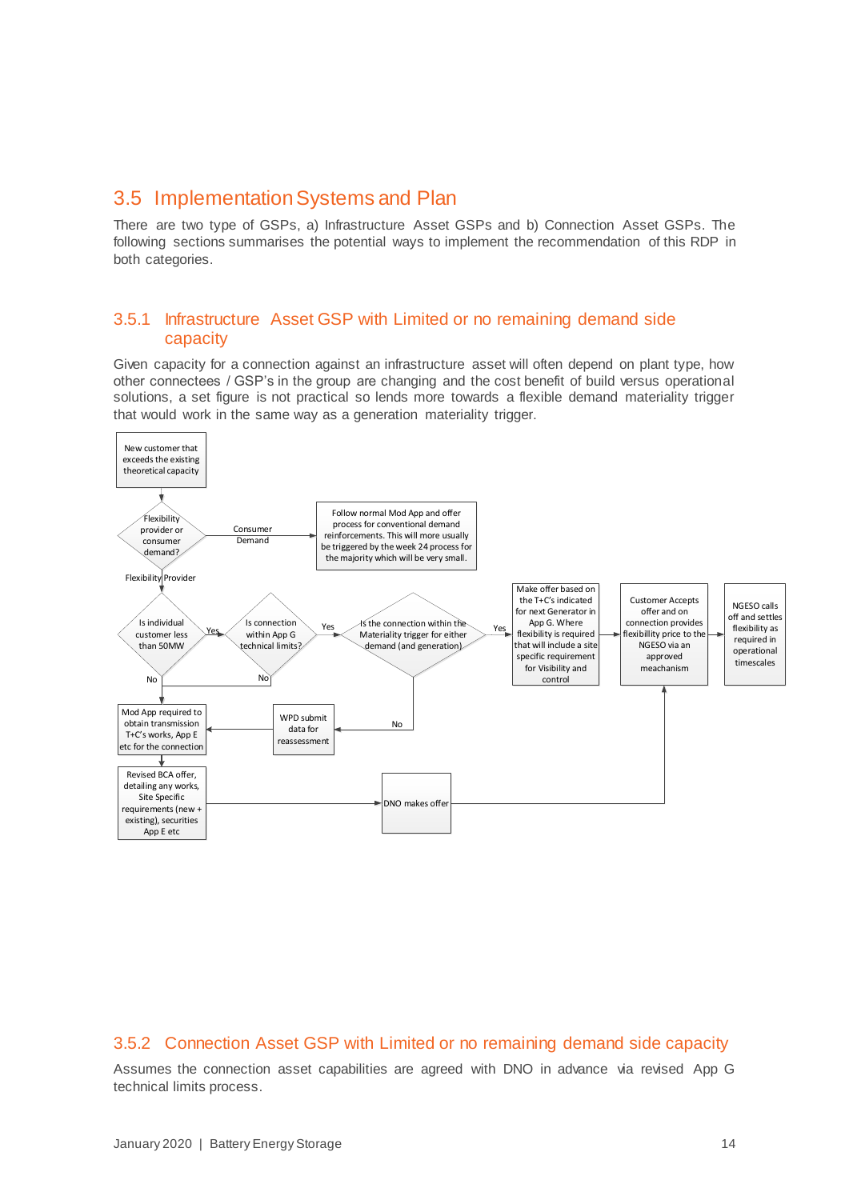## 3.5 Implementation Systems and Plan

There are two type of GSPs, a) Infrastructure Asset GSPs and b) Connection Asset GSPs. The following sections summarises the potential ways to implement the recommendation of this RDP in both categories.

### 3.5.1 Infrastructure Asset GSP with Limited or no remaining demand side capacity

Given capacity for a connection against an infrastructure asset will often depend on plant type, how other connectees / GSP's in the group are changing and the cost benefit of build versus operational solutions, a set figure is not practical so lends more towards a flexible demand materiality trigger that would work in the same way as a generation materiality trigger.

- New customer that exceeds the existing theoretical capacity
- Flexibility provider or consumer demand?
  - Consumer Demand → Follow normal Mod App and offer process for conventional demand reinforcements. This will more usually be triggered by the week 24 process for the majority which will be very small.
  - Flexibility Provider → Is individual customer less than 50MW?
    - No → Mod App required to obtain transmission T+C's works, App E etc for the connection
    - Yes → Is connection within App G technical limits?
      - No → Mod App required to obtain transmission T+C's works, App E etc for the connection
      - Yes → Is the connection within the Materiality trigger for either demand (and generation)
        - No → WPD submit data for reassessment → Mod App required to obtain transmission T+C's works, App E etc for the connection
        - Yes → Make offer based on the T+C's indicated for next Generator in App G. Where flexibility is required that will include a site specific requirement for Visibility and control → Customer Accepts offer and on connection provides flexibillity price to the NGESO via an approved meachanism → NGESO calls off and settles flexibility as required in operational timescales
- Mod App required to obtain transmission T+C's works, App E etc for the connection → Revised BCA offer, detailing any works, Site Specific requirements (new + existing), securities App E etc → DNO makes offer → Customer Accepts offer and on connection provides flexibillity price to the NGESO via an approved meachanism

### 3.5.2 Connection Asset GSP with Limited or no remaining demand side capacity

Assumes the connection asset capabilities are agreed with DNO in advance via revised App G technical limits process.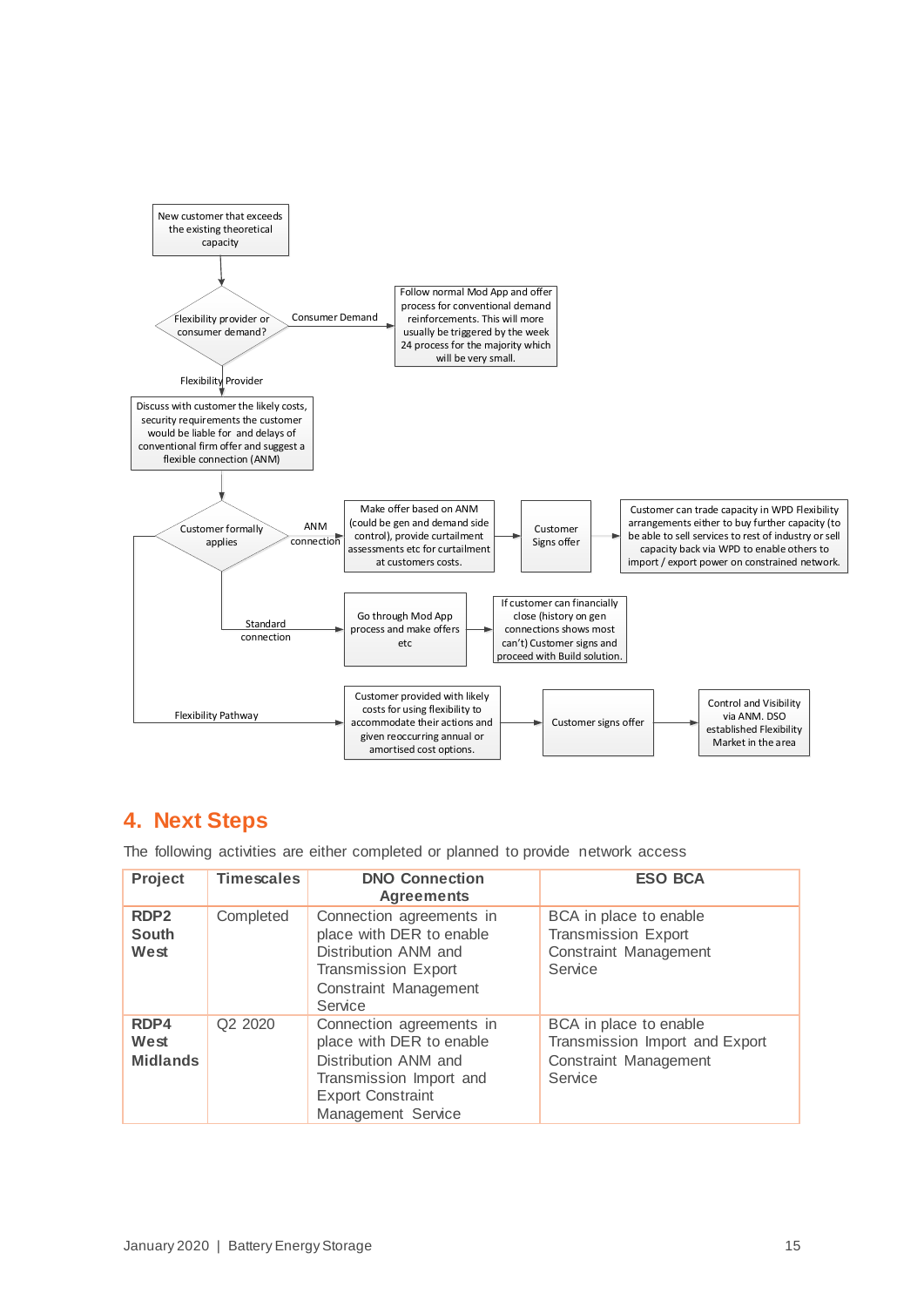New customer that exceeds the existing theoretical capacity

Flexibility provider or consumer demand?

Consumer Demand

Follow normal Mod App and offer process for conventional demand reinforcements. This will more usually be triggered by the week 24 process for the majority which will be very small.

Flexibility Provider

Discuss with customer the likely costs, security requirements the customer would be liable for and delays of conventional firm offer and suggest a flexible connection (ANM)

Customer formally applies

ANM connection

Make offer based on ANM (could be gen and demand side control), provide curtailment assessments etc for curtailment at customers costs.

Customer Signs offer

Customer can trade capacity in WPD Flexibility arrangements either to buy further capacity (to be able to sell services to rest of industry or sell capacity back via WPD to enable others to import / export power on constrained network.

Standard connection

Go through Mod App process and make offers etc

If customer can financially close (history on gen connections shows most can't) Customer signs and proceed with Build solution.

Flexibility Pathway

Customer provided with likely costs for using flexibility to accommodate their actions and given reoccurring annual or amortised cost options.

Customer signs offer

Control and Visibility via ANM. DSO established Flexibility Market in the area

## 4. Next Steps

The following activities are either completed or planned to provide network access

| Project | Timescales | DNO Connection Agreements | ESO BCA |
|---|---|---|---|
| **RDP2 South West** | Completed | Connection agreements in place with DER to enable Distribution ANM and Transmission Export Constraint Management Service | BCA in place to enable Transmission Export Constraint Management Service |
| **RDP4 West Midlands** | Q2 2020 | Connection agreements in place with DER to enable Distribution ANM and Transmission Import and Export Constraint Management Service | BCA in place to enable Transmission Import and Export Constraint Management Service |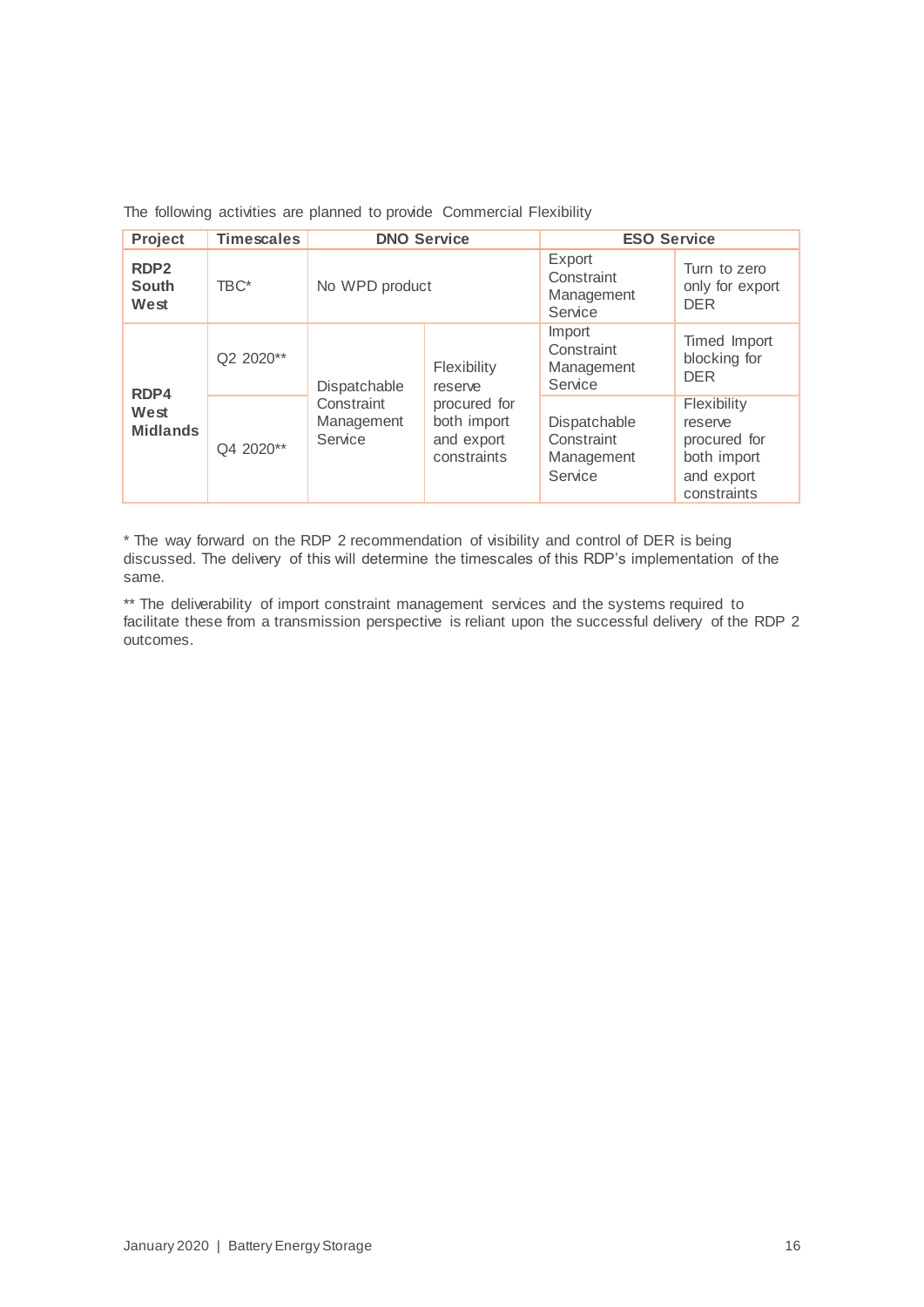The following activities are planned to provide Commercial Flexibility

| Project | Timescales | DNO Service | | ESO Service | |
|---|---|---|---|---|---|
| **RDP2 South West** | TBC* | No WPD product | | Export Constraint Management Service | Turn to zero only for export DER |
| **RDP4 West Midlands** | Q2 2020** | Dispatchable Constraint Management Service | Flexibility reserve procured for both import and export constraints | Import Constraint Management Service | Timed Import blocking for DER |
| | Q4 2020** | | | Dispatchable Constraint Management Service | Flexibility reserve procured for both import and export constraints |

* The way forward on the RDP 2 recommendation of visibility and control of DER is being discussed. The delivery of this will determine the timescales of this RDP's implementation of the same.

** The deliverability of import constraint management services and the systems required to facilitate these from a transmission perspective is reliant upon the successful delivery of the RDP 2 outcomes.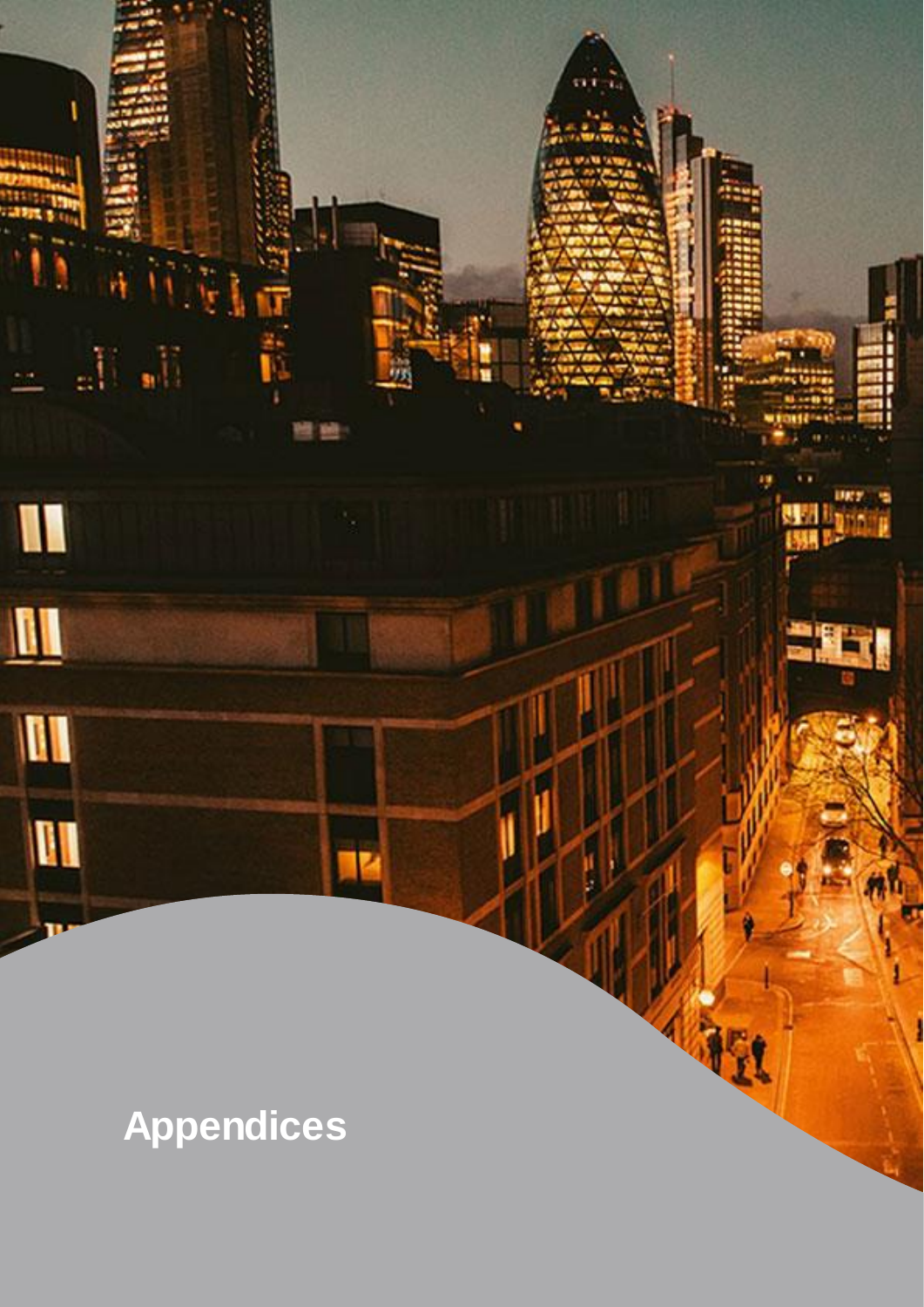# Appendices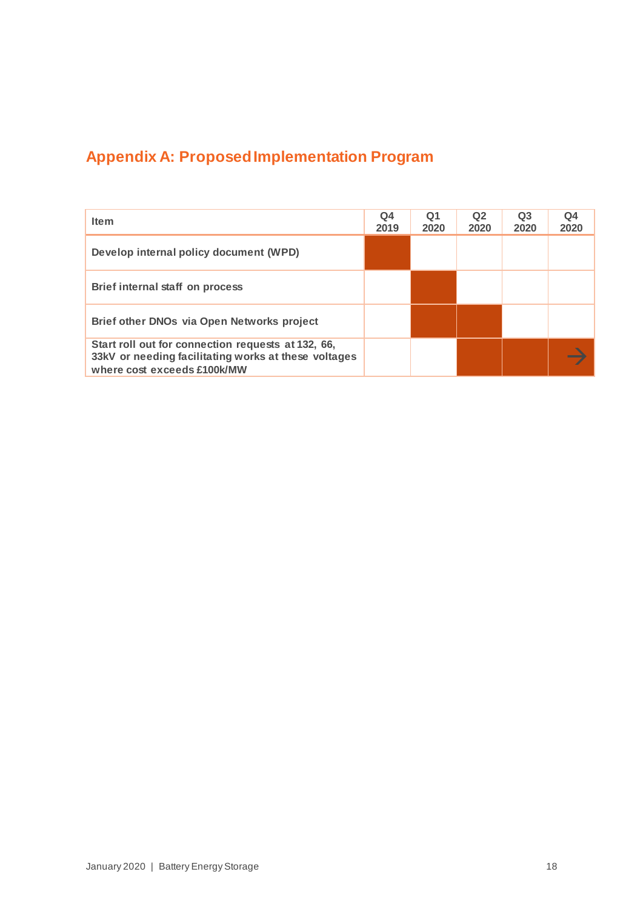## Appendix A: Proposed Implementation Program

| Item | Q4 2019 | Q1 2020 | Q2 2020 | Q3 2020 | Q4 2020 |
|---|---|---|---|---|---|
| Develop internal policy document (WPD) | ■ | | | | |
| Brief internal staff on process | | ■ | | | |
| Brief other DNOs via Open Networks project | | ■ | ■ | | |
| Start roll out for connection requests at 132, 66, 33kV or needing facilitating works at these voltages where cost exceeds £100k/MW | | | ■ | ■ | ■ → |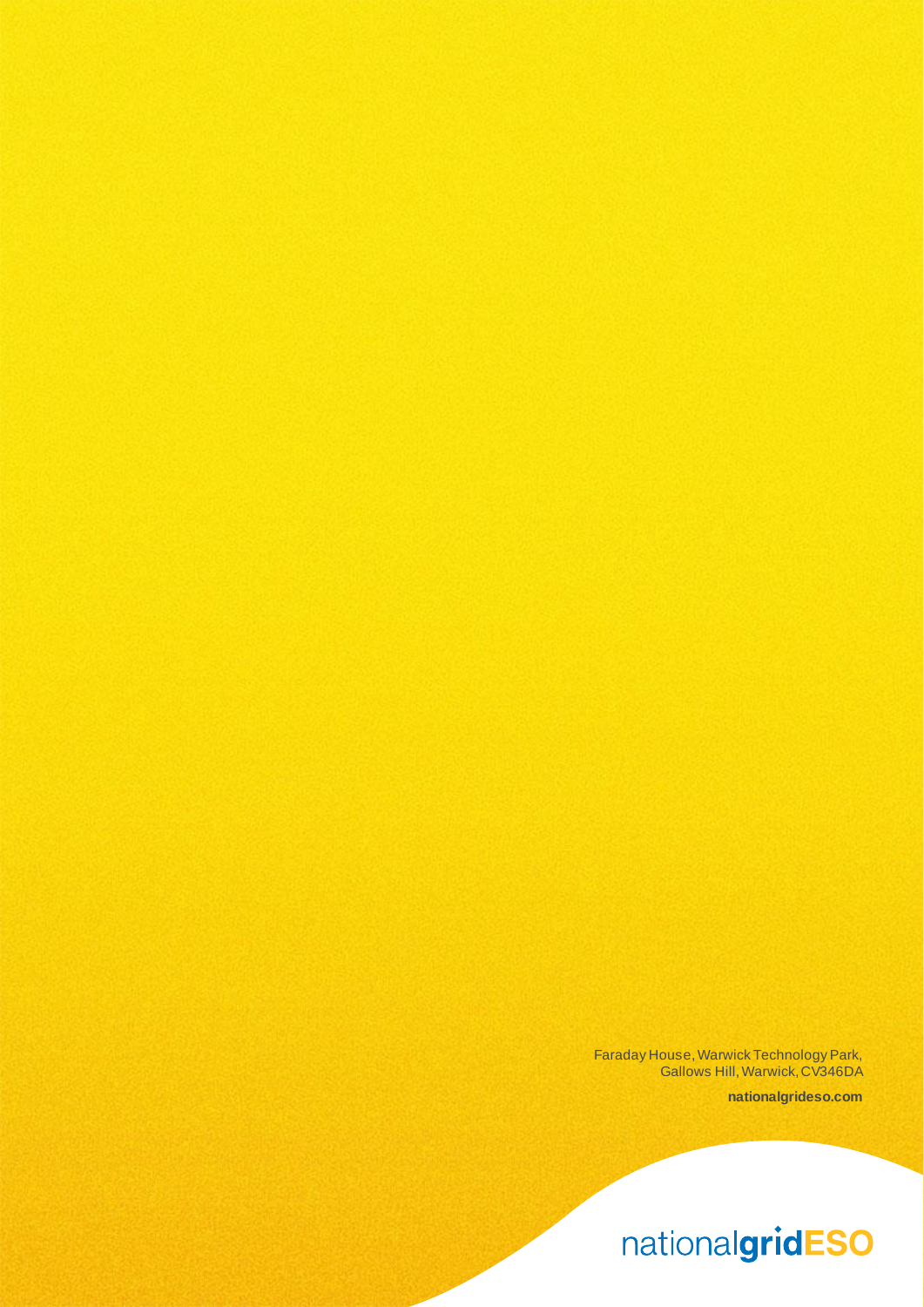Faraday House, Warwick Technology Park,
Gallows Hill, Warwick, CV346DA

**nationalgrideso.com**

nationalgridESO